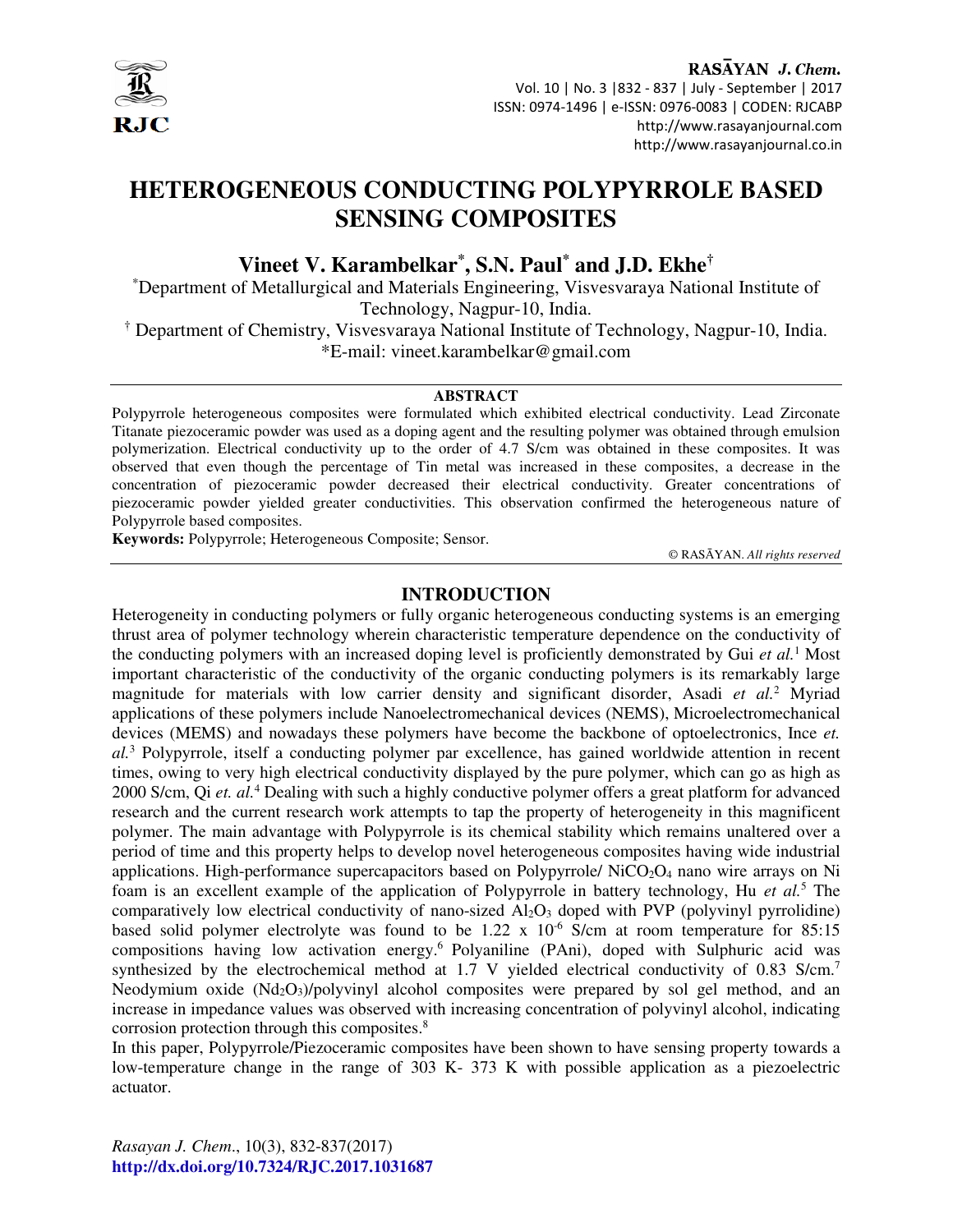# HETEROGENEOUS CONDUCTING POLYPYRROLE BASED SENSING COMPOSITES

**Vineet V. Karambelkar[*], S.N. Paul[*] and J.D. Ekhe[†]**

[*]Department of Metallurgical and Materials Engineering, Visvesvaraya National Institute of Technology, Nagpur-10, India.

[†] Department of Chemistry, Visvesvaraya National Institute of Technology, Nagpur-10, India.

*E-mail: vineet.karambelkar@gmail.com

## ABSTRACT

Polypyrrole heterogeneous composites were formulated which exhibited electrical conductivity. Lead Zirconate Titanate piezoceramic powder was used as a doping agent and the resulting polymer was obtained through emulsion polymerization. Electrical conductivity up to the order of 4.7 S/cm was obtained in these composites. It was observed that even though the percentage of Tin metal was increased in these composites, a decrease in the concentration of piezoceramic powder decreased their electrical conductivity. Greater concentrations of piezoceramic powder yielded greater conductivities. This observation confirmed the heterogeneous nature of Polypyrrole based composites.

**Keywords:** Polypyrrole; Heterogeneous Composite; Sensor.

© RASĀYAN. *All rights reserved*

## INTRODUCTION

Heterogeneity in conducting polymers or fully organic heterogeneous conducting systems is an emerging thrust area of polymer technology wherein characteristic temperature dependence on the conductivity of the conducting polymers with an increased doping level is proficiently demonstrated by Gui *et al.*[1] Most important characteristic of the conductivity of the organic conducting polymers is its remarkably large magnitude for materials with low carrier density and significant disorder, Asadi *et al.*[2] Myriad applications of these polymers include Nanoelectromechanical devices (NEMS), Microelectromechanical devices (MEMS) and nowadays these polymers have become the backbone of optoelectronics, Ince *et. al.*[3] Polypyrrole, itself a conducting polymer par excellence, has gained worldwide attention in recent times, owing to very high electrical conductivity displayed by the pure polymer, which can go as high as 2000 S/cm, Qi *et. al.*[4] Dealing with such a highly conductive polymer offers a great platform for advanced research and the current research work attempts to tap the property of heterogeneity in this magnificent polymer. The main advantage with Polypyrrole is its chemical stability which remains unaltered over a period of time and this property helps to develop novel heterogeneous composites having wide industrial applications. High-performance supercapacitors based on Polypyrrole/ $NiCO_2O_4$ nano wire arrays on Ni foam is an excellent example of the application of Polypyrrole in battery technology, Hu *et al.*[5] The comparatively low electrical conductivity of nano-sized $Al_2O_3$ doped with PVP (polyvinyl pyrrolidine) based solid polymer electrolyte was found to be $1.22 \times 10^{-6}$ S/cm at room temperature for 85:15 compositions having low activation energy.[6] Polyaniline (PAni), doped with Sulphuric acid was synthesized by the electrochemical method at 1.7 V yielded electrical conductivity of 0.83 S/cm.[7] Neodymium oxide ($Nd_2O_3$)/polyvinyl alcohol composites were prepared by sol gel method, and an increase in impedance values was observed with increasing concentration of polyvinyl alcohol, indicating corrosion protection through this composites.[8]

In this paper, Polypyrrole/Piezoceramic composites have been shown to have sensing property towards a low-temperature change in the range of 303 K- 373 K with possible application as a piezoelectric actuator.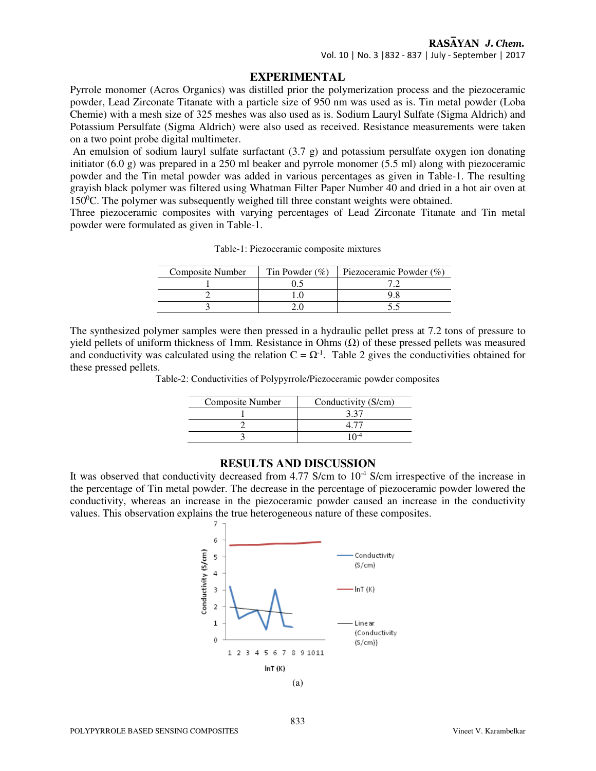## EXPERIMENTAL

Pyrrole monomer (Acros Organics) was distilled prior the polymerization process and the piezoceramic powder, Lead Zirconate Titanate with a particle size of 950 nm was used as is. Tin metal powder (Loba Chemie) with a mesh size of 325 meshes was also used as is. Sodium Lauryl Sulfate (Sigma Aldrich) and Potassium Persulfate (Sigma Aldrich) were also used as received. Resistance measurements were taken on a two point probe digital multimeter.

An emulsion of sodium lauryl sulfate surfactant (3.7 g) and potassium persulfate oxygen ion donating initiator (6.0 g) was prepared in a 250 ml beaker and pyrrole monomer (5.5 ml) along with piezoceramic powder and the Tin metal powder was added in various percentages as given in Table-1. The resulting grayish black polymer was filtered using Whatman Filter Paper Number 40 and dried in a hot air oven at $150^0$C. The polymer was subsequently weighed till three constant weights were obtained.

Three piezoceramic composites with varying percentages of Lead Zirconate Titanate and Tin metal powder were formulated as given in Table-1.

Table-1: Piezoceramic composite mixtures

| Composite Number | Tin Powder (%) | Piezoceramic Powder (%) |
|---|---|---|
| 1 | 0.5 | 7.2 |
| 2 | 1.0 | 9.8 |
| 3 | 2.0 | 5.5 |

The synthesized polymer samples were then pressed in a hydraulic pellet press at 7.2 tons of pressure to yield pellets of uniform thickness of 1mm. Resistance in Ohms (Ω) of these pressed pellets was measured and conductivity was calculated using the relation $C = \Omega^{-1}$. Table 2 gives the conductivities obtained for these pressed pellets.

Table-2: Conductivities of Polypyrrole/Piezoceramic powder composites

| Composite Number | Conductivity (S/cm) |
|---|---|
| 1 | 3.37 |
| 2 | 4.77 |
| 3 | $10^{-4}$ |

## RESULTS AND DISCUSSION

It was observed that conductivity decreased from 4.77 S/cm to $10^{-4}$ S/cm irrespective of the increase in the percentage of Tin metal powder. The decrease in the percentage of piezoceramic powder lowered the conductivity, whereas an increase in the piezoceramic powder caused an increase in the conductivity values. This observation explains the true heterogeneous nature of these composites.

Conductivity (S/cm)
0
1
2
3
4
5
6
7
1 2 3 4 5 6 7 8 9 10 11
lnT (K)
Conductivity (S/cm)
lnT (K)
Linear (Conductivity (S/cm))

(a)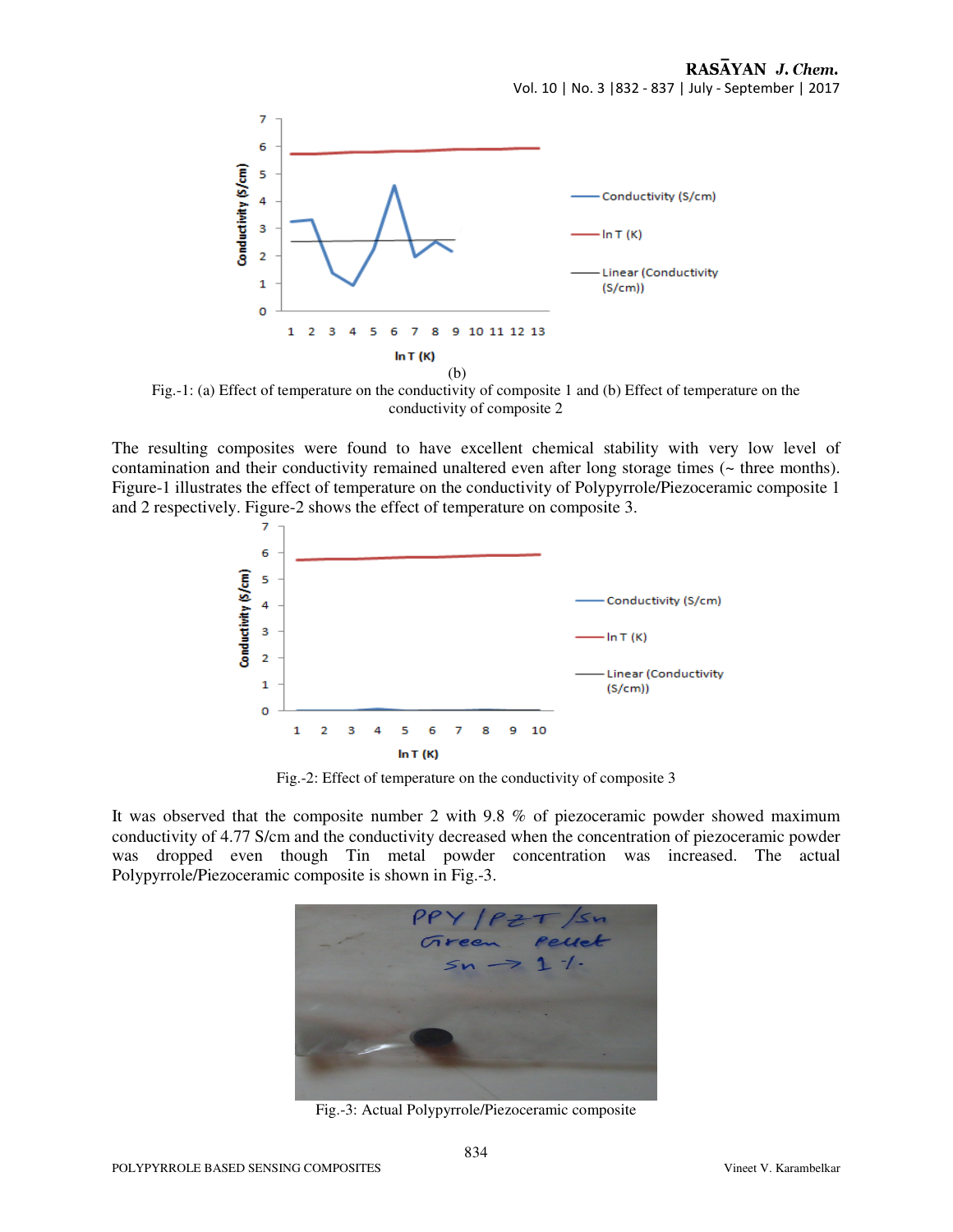7
6
5
4
3
2
1
0

Conductivity (S/cm)

1 2 3 4 5 6 7 8 9 10 11 12 13

ln T (K)

Conductivity (S/cm)

ln T (K)

Linear (Conductivity (S/cm))

(b)

Fig.-1: (a) Effect of temperature on the conductivity of composite 1 and (b) Effect of temperature on the conductivity of composite 2

The resulting composites were found to have excellent chemical stability with very low level of contamination and their conductivity remained unaltered even after long storage times (~ three months). Figure-1 illustrates the effect of temperature on the conductivity of Polypyrrole/Piezoceramic composite 1 and 2 respectively. Figure-2 shows the effect of temperature on composite 3.

7
6
5
4
3
2
1
0

Conductivity (S/cm)

1 2 3 4 5 6 7 8 9 10

ln T (K)

Conductivity (S/cm)

ln T (K)

Linear (Conductivity (S/cm))

Fig.-2: Effect of temperature on the conductivity of composite 3

It was observed that the composite number 2 with 9.8 % of piezoceramic powder showed maximum conductivity of 4.77 S/cm and the conductivity decreased when the concentration of piezoceramic powder was dropped even though Tin metal powder concentration was increased. The actual Polypyrrole/Piezoceramic composite is shown in Fig.-3.

PPY/PZT/Sn
Green Pellet
Sn → 1 %

Fig.-3: Actual Polypyrrole/Piezoceramic composite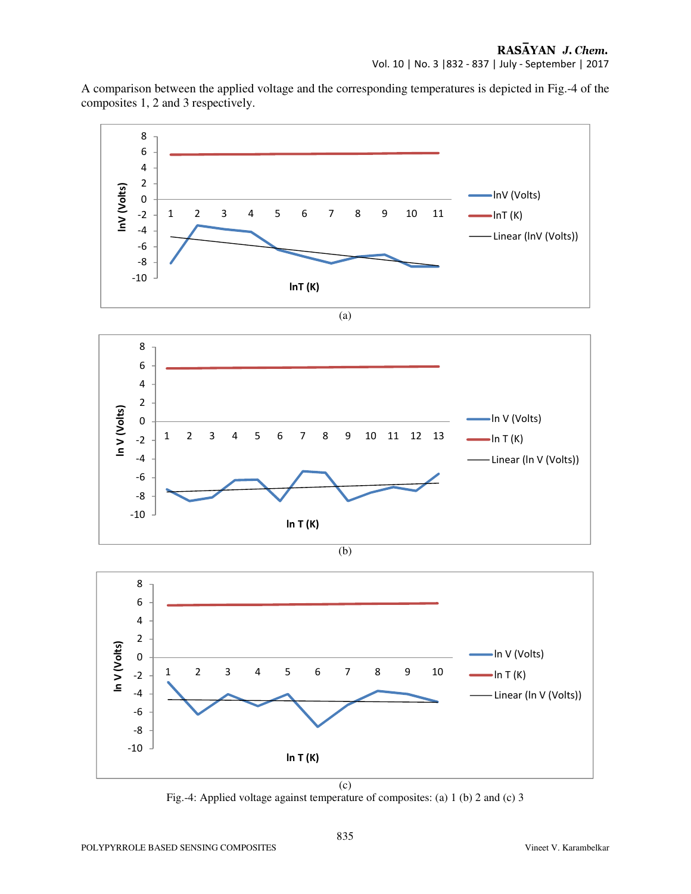A comparison between the applied voltage and the corresponding temperatures is depicted in Fig.-4 of the composites 1, 2 and 3 respectively.

8
6
4
2
0
-2
-4
-6
-8
-10

lnV (Volts)

1 2 3 4 5 6 7 8 9 10 11

lnT (K)

lnV (Volts)
lnT (K)
Linear (lnV (Volts))

(a)

8
6
4
2
0
-2
-4
-6
-8
-10

ln V (Volts)

1 2 3 4 5 6 7 8 9 10 11 12 13

ln T (K)

ln V (Volts)
ln T (K)
Linear (ln V (Volts))

(b)

8
6
4
2
0
-2
-4
-6
-8
-10

ln V (Volts)

1 2 3 4 5 6 7 8 9 10

ln T (K)

ln V (Volts)
ln T (K)
Linear (ln V (Volts))

(c)

Fig.-4: Applied voltage against temperature of composites: (a) 1 (b) 2 and (c) 3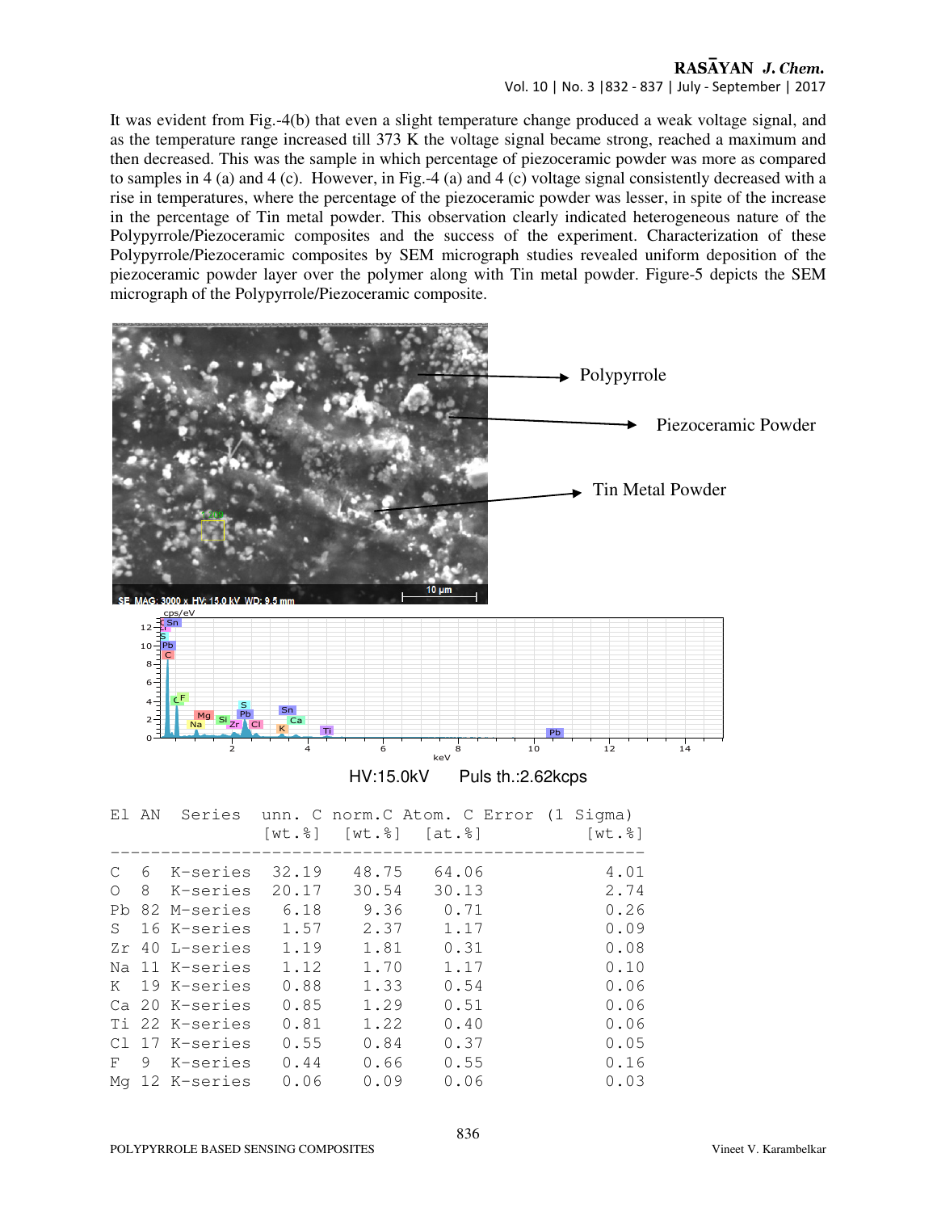It was evident from Fig.-4(b) that even a slight temperature change produced a weak voltage signal, and as the temperature range increased till 373 K the voltage signal became strong, reached a maximum and then decreased. This was the sample in which percentage of piezoceramic powder was more as compared to samples in 4 (a) and 4 (c). However, in Fig.-4 (a) and 4 (c) voltage signal consistently decreased with a rise in temperatures, where the percentage of the piezoceramic powder was lesser, in spite of the increase in the percentage of Tin metal powder. This observation clearly indicated heterogeneous nature of the Polypyrrole/Piezoceramic composites and the success of the experiment. Characterization of these Polypyrrole/Piezoceramic composites by SEM micrograph studies revealed uniform deposition of the piezoceramic powder layer over the polymer along with Tin metal powder. Figure-5 depicts the SEM micrograph of the Polypyrrole/Piezoceramic composite.

Polypyrrole

Piezoceramic Powder

Tin Metal Powder

SE MAG: 3000 x HV: 15.0 kV WD: 9.5 mm

10 µm

cps/eV

Sn, S, Pb, C, C, F, Mg, Na, Si, Zr, S, Pb, Cl, Sn, Ca, K, Ti, Pb

keV

HV:15.0kV    Puls th.:2.62kcps

| El | AN | Series | unn. C [wt.%] | norm.C [wt.%] | Atom. C [at.%] | Error (1 Sigma) [wt.%] |
|---|---|---|---|---|---|---|
| C | 6 | K-series | 32.19 | 48.75 | 64.06 | 4.01 |
| O | 8 | K-series | 20.17 | 30.54 | 30.13 | 2.74 |
| Pb | 82 | M-series | 6.18 | 9.36 | 0.71 | 0.26 |
| S | 16 | K-series | 1.57 | 2.37 | 1.17 | 0.09 |
| Zr | 40 | L-series | 1.19 | 1.81 | 0.31 | 0.08 |
| Na | 11 | K-series | 1.12 | 1.70 | 1.17 | 0.10 |
| K | 19 | K-series | 0.88 | 1.33 | 0.54 | 0.06 |
| Ca | 20 | K-series | 0.85 | 1.29 | 0.51 | 0.06 |
| Ti | 22 | K-series | 0.81 | 1.22 | 0.40 | 0.06 |
| Cl | 17 | K-series | 0.55 | 0.84 | 0.37 | 0.05 |
| F | 9 | K-series | 0.44 | 0.66 | 0.55 | 0.16 |
| Mg | 12 | K-series | 0.06 | 0.09 | 0.06 | 0.03 |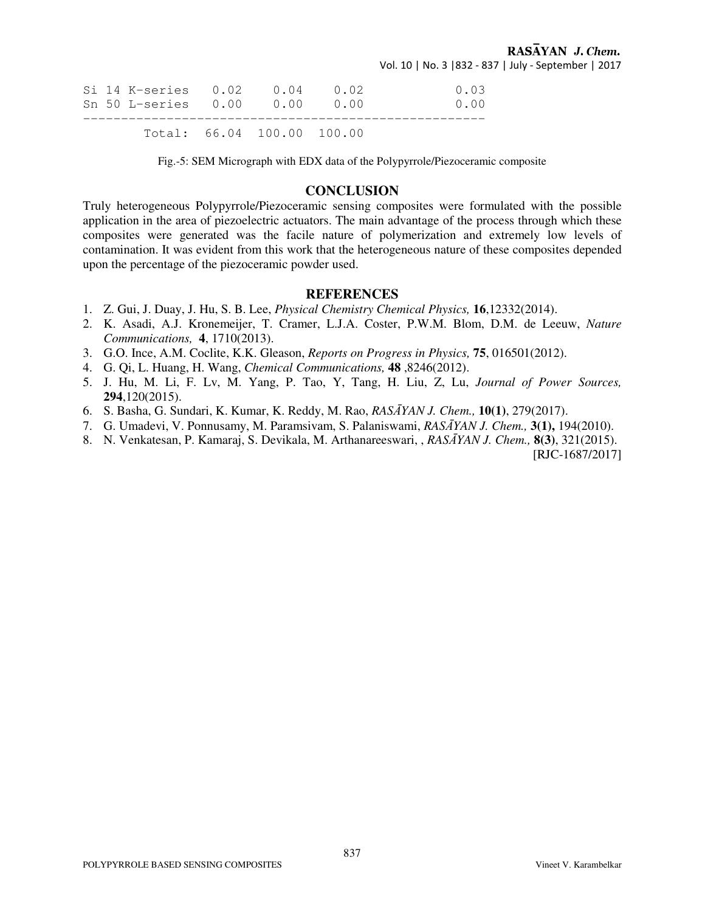```
Si 14 K-series   0.02    0.04    0.02           0.03
Sn 50 L-series   0.00    0.00    0.00           0.00
----------------------------------------------------
        Total:  66.04  100.00  100.00
```

Fig.-5: SEM Micrograph with EDX data of the Polypyrrole/Piezoceramic composite

## CONCLUSION

Truly heterogeneous Polypyrrole/Piezoceramic sensing composites were formulated with the possible application in the area of piezoelectric actuators. The main advantage of the process through which these composites were generated was the facile nature of polymerization and extremely low levels of contamination. It was evident from this work that the heterogeneous nature of these composites depended upon the percentage of the piezoceramic powder used.

## REFERENCES

1. Z. Gui, J. Duay, J. Hu, S. B. Lee, *Physical Chemistry Chemical Physics,* **16**,12332(2014).
2. K. Asadi, A.J. Kronemeijer, T. Cramer, L.J.A. Coster, P.W.M. Blom, D.M. de Leeuw, *Nature Communications,* **4**, 1710(2013).
3. G.O. Ince, A.M. Coclite, K.K. Gleason, *Reports on Progress in Physics,* **75**, 016501(2012).
4. G. Qi, L. Huang, H. Wang, *Chemical Communications,* **48** ,8246(2012).
5. J. Hu, M. Li, F. Lv, M. Yang, P. Tao, Y, Tang, H. Liu, Z, Lu, *Journal of Power Sources,* **294**,120(2015).
6. S. Basha, G. Sundari, K. Kumar, K. Reddy, M. Rao, *RASĀYAN J. Chem.,* **10(1)**, 279(2017).
7. G. Umadevi, V. Ponnusamy, M. Paramsivam, S. Palaniswami, *RASĀYAN J. Chem.,* **3(1),** 194(2010).
8. N. Venkatesan, P. Kamaraj, S. Devikala, M. Arthanareeswari, , *RASĀYAN J. Chem.,* **8(3)**, 321(2015).

[RJC-1687/2017]